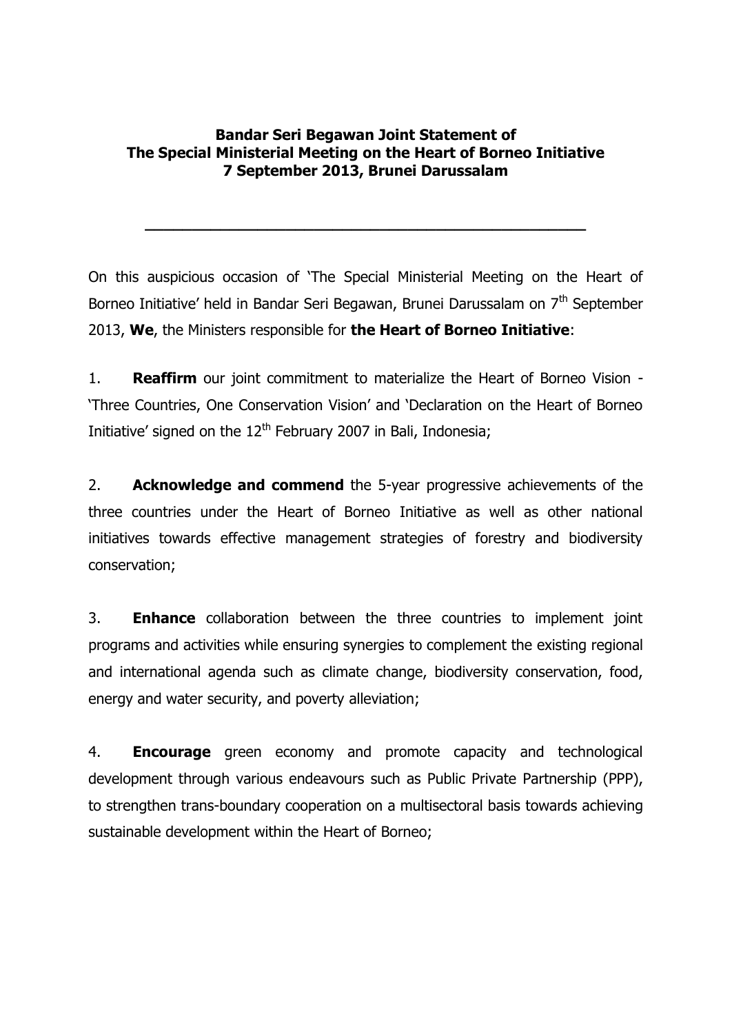**Bandar Seri Begawan Joint Statement of**
**The Special Ministerial Meeting on the Heart of Borneo Initiative**
**7 September 2013, Brunei Darussalam**

---

On this auspicious occasion of 'The Special Ministerial Meeting on the Heart of Borneo Initiative' held in Bandar Seri Begawan, Brunei Darussalam on 7th September 2013, **We**, the Ministers responsible for **the Heart of Borneo Initiative**:

1. **Reaffirm** our joint commitment to materialize the Heart of Borneo Vision - 'Three Countries, One Conservation Vision' and 'Declaration on the Heart of Borneo Initiative' signed on the 12th February 2007 in Bali, Indonesia;

2. **Acknowledge and commend** the 5-year progressive achievements of the three countries under the Heart of Borneo Initiative as well as other national initiatives towards effective management strategies of forestry and biodiversity conservation;

3. **Enhance** collaboration between the three countries to implement joint programs and activities while ensuring synergies to complement the existing regional and international agenda such as climate change, biodiversity conservation, food, energy and water security, and poverty alleviation;

4. **Encourage** green economy and promote capacity and technological development through various endeavours such as Public Private Partnership (PPP), to strengthen trans-boundary cooperation on a multisectoral basis towards achieving sustainable development within the Heart of Borneo;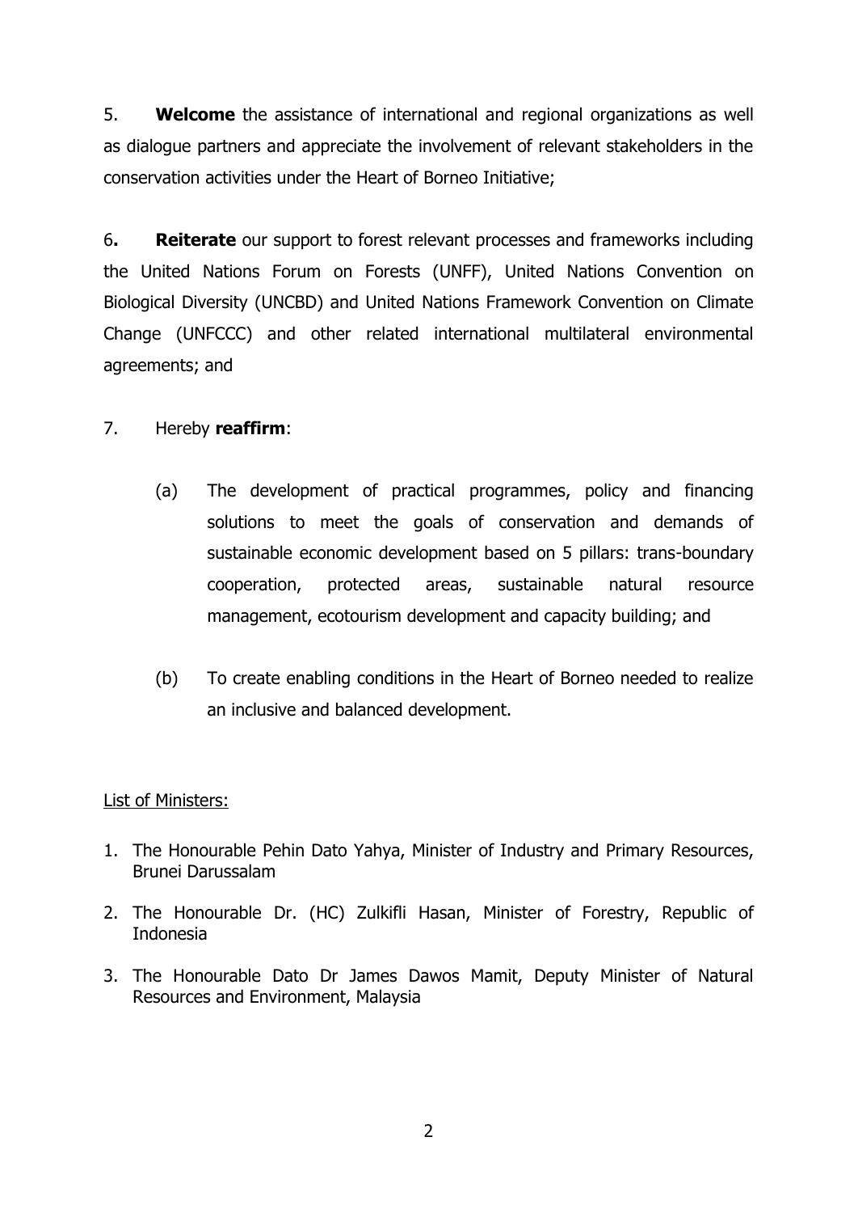5. **Welcome** the assistance of international and regional organizations as well as dialogue partners and appreciate the involvement of relevant stakeholders in the conservation activities under the Heart of Borneo Initiative;

6**.** **Reiterate** our support to forest relevant processes and frameworks including the United Nations Forum on Forests (UNFF), United Nations Convention on Biological Diversity (UNCBD) and United Nations Framework Convention on Climate Change (UNFCCC) and other related international multilateral environmental agreements; and

7. Hereby **reaffirm**:

   (a) The development of practical programmes, policy and financing solutions to meet the goals of conservation and demands of sustainable economic development based on 5 pillars: trans-boundary cooperation, protected areas, sustainable natural resource management, ecotourism development and capacity building; and

   (b) To create enabling conditions in the Heart of Borneo needed to realize an inclusive and balanced development.

<u>List of Ministers:</u>

1. The Honourable Pehin Dato Yahya, Minister of Industry and Primary Resources, Brunei Darussalam
2. The Honourable Dr. (HC) Zulkifli Hasan, Minister of Forestry, Republic of Indonesia
3. The Honourable Dato Dr James Dawos Mamit, Deputy Minister of Natural Resources and Environment, Malaysia